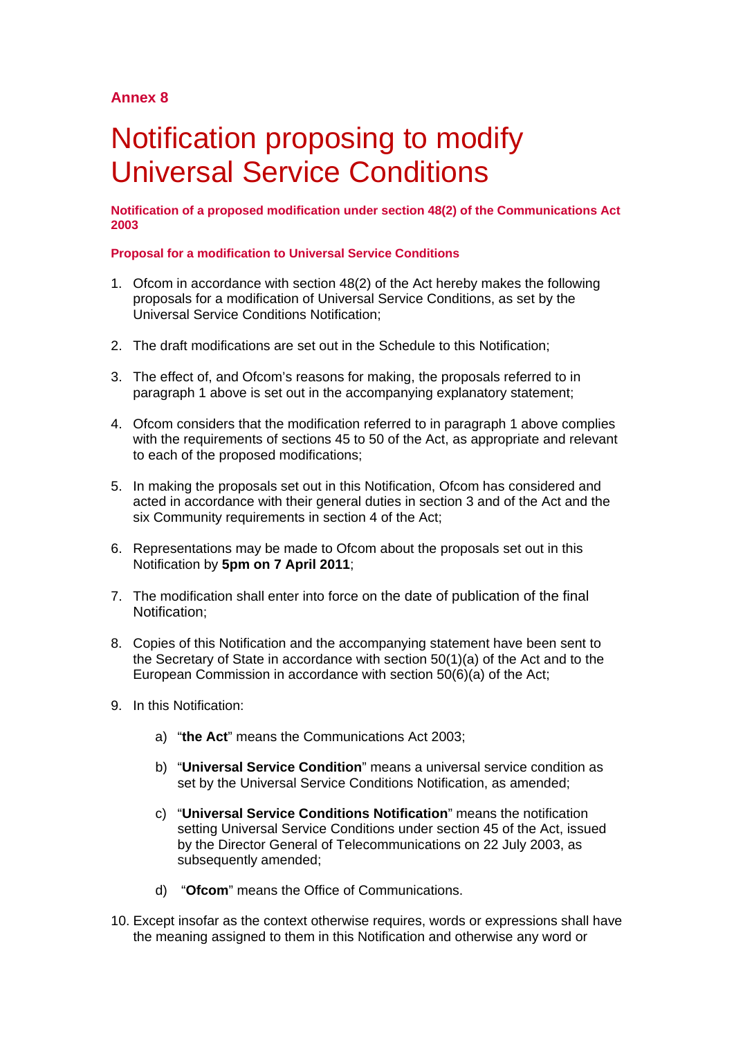**Annex 8**

# Notification proposing to modify Universal Service Conditions

**Notification of a proposed modification under section 48(2) of the Communications Act 2003**

**Proposal for a modification to Universal Service Conditions**

1. Ofcom in accordance with section 48(2) of the Act hereby makes the following proposals for a modification of Universal Service Conditions, as set by the Universal Service Conditions Notification;

2. The draft modifications are set out in the Schedule to this Notification;

3. The effect of, and Ofcom's reasons for making, the proposals referred to in paragraph 1 above is set out in the accompanying explanatory statement;

4. Ofcom considers that the modification referred to in paragraph 1 above complies with the requirements of sections 45 to 50 of the Act, as appropriate and relevant to each of the proposed modifications;

5. In making the proposals set out in this Notification, Ofcom has considered and acted in accordance with their general duties in section 3 and of the Act and the six Community requirements in section 4 of the Act;

6. Representations may be made to Ofcom about the proposals set out in this Notification by **5pm on 7 April 2011**;

7. The modification shall enter into force on the date of publication of the final Notification;

8. Copies of this Notification and the accompanying statement have been sent to the Secretary of State in accordance with section 50(1)(a) of the Act and to the European Commission in accordance with section 50(6)(a) of the Act;

9. In this Notification:

   a) "**the Act**" means the Communications Act 2003;

   b) "**Universal Service Condition**" means a universal service condition as set by the Universal Service Conditions Notification, as amended;

   c) "**Universal Service Conditions Notification**" means the notification setting Universal Service Conditions under section 45 of the Act, issued by the Director General of Telecommunications on 22 July 2003, as subsequently amended;

   d) "**Ofcom**" means the Office of Communications.

10. Except insofar as the context otherwise requires, words or expressions shall have the meaning assigned to them in this Notification and otherwise any word or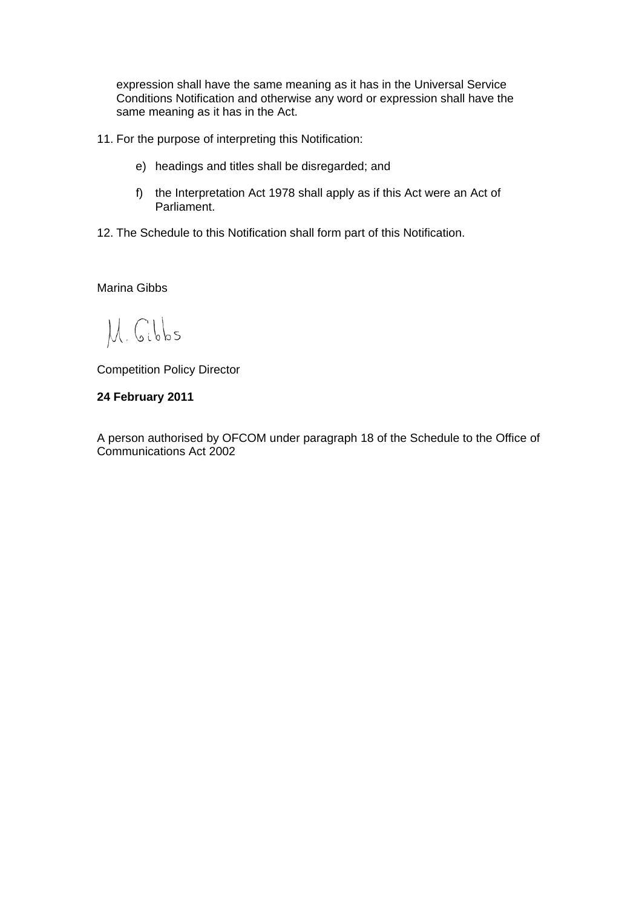expression shall have the same meaning as it has in the Universal Service Conditions Notification and otherwise any word or expression shall have the same meaning as it has in the Act.

11. For the purpose of interpreting this Notification:

    e) headings and titles shall be disregarded; and

    f) the Interpretation Act 1978 shall apply as if this Act were an Act of Parliament.

12. The Schedule to this Notification shall form part of this Notification.

Marina Gibbs

M. Gibbs

Competition Policy Director

**24 February 2011**

A person authorised by OFCOM under paragraph 18 of the Schedule to the Office of Communications Act 2002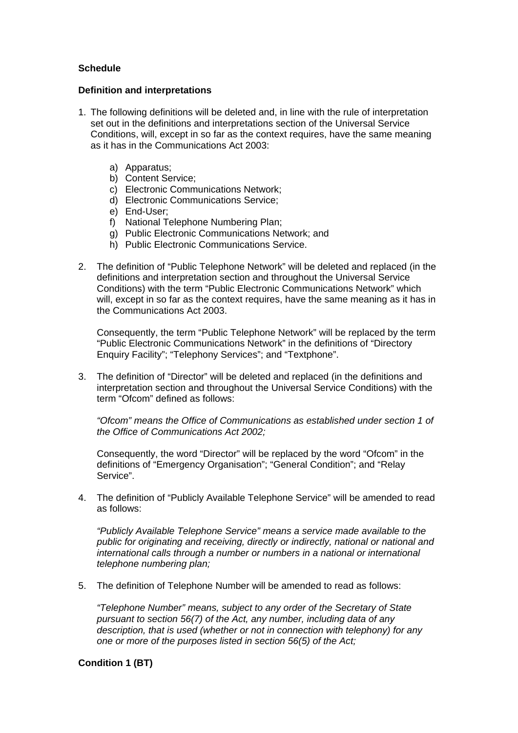**Schedule**

**Definition and interpretations**

1. The following definitions will be deleted and, in line with the rule of interpretation set out in the definitions and interpretations section of the Universal Service Conditions, will, except in so far as the context requires, have the same meaning as it has in the Communications Act 2003:

    a) Apparatus;
    b) Content Service;
    c) Electronic Communications Network;
    d) Electronic Communications Service;
    e) End-User;
    f) National Telephone Numbering Plan;
    g) Public Electronic Communications Network; and
    h) Public Electronic Communications Service.

2. The definition of "Public Telephone Network" will be deleted and replaced (in the definitions and interpretation section and throughout the Universal Service Conditions) with the term "Public Electronic Communications Network" which will, except in so far as the context requires, have the same meaning as it has in the Communications Act 2003.

    Consequently, the term "Public Telephone Network" will be replaced by the term "Public Electronic Communications Network" in the definitions of "Directory Enquiry Facility"; "Telephony Services"; and "Textphone".

3. The definition of "Director" will be deleted and replaced (in the definitions and interpretation section and throughout the Universal Service Conditions) with the term "Ofcom" defined as follows:

    *"Ofcom" means the Office of Communications as established under section 1 of the Office of Communications Act 2002;*

    Consequently, the word "Director" will be replaced by the word "Ofcom" in the definitions of "Emergency Organisation"; "General Condition"; and "Relay Service".

4. The definition of "Publicly Available Telephone Service" will be amended to read as follows:

    *"Publicly Available Telephone Service" means a service made available to the public for originating and receiving, directly or indirectly, national or national and international calls through a number or numbers in a national or international telephone numbering plan;*

5. The definition of Telephone Number will be amended to read as follows:

    *"Telephone Number" means, subject to any order of the Secretary of State pursuant to section 56(7) of the Act, any number, including data of any description, that is used (whether or not in connection with telephony) for any one or more of the purposes listed in section 56(5) of the Act;*

**Condition 1 (BT)**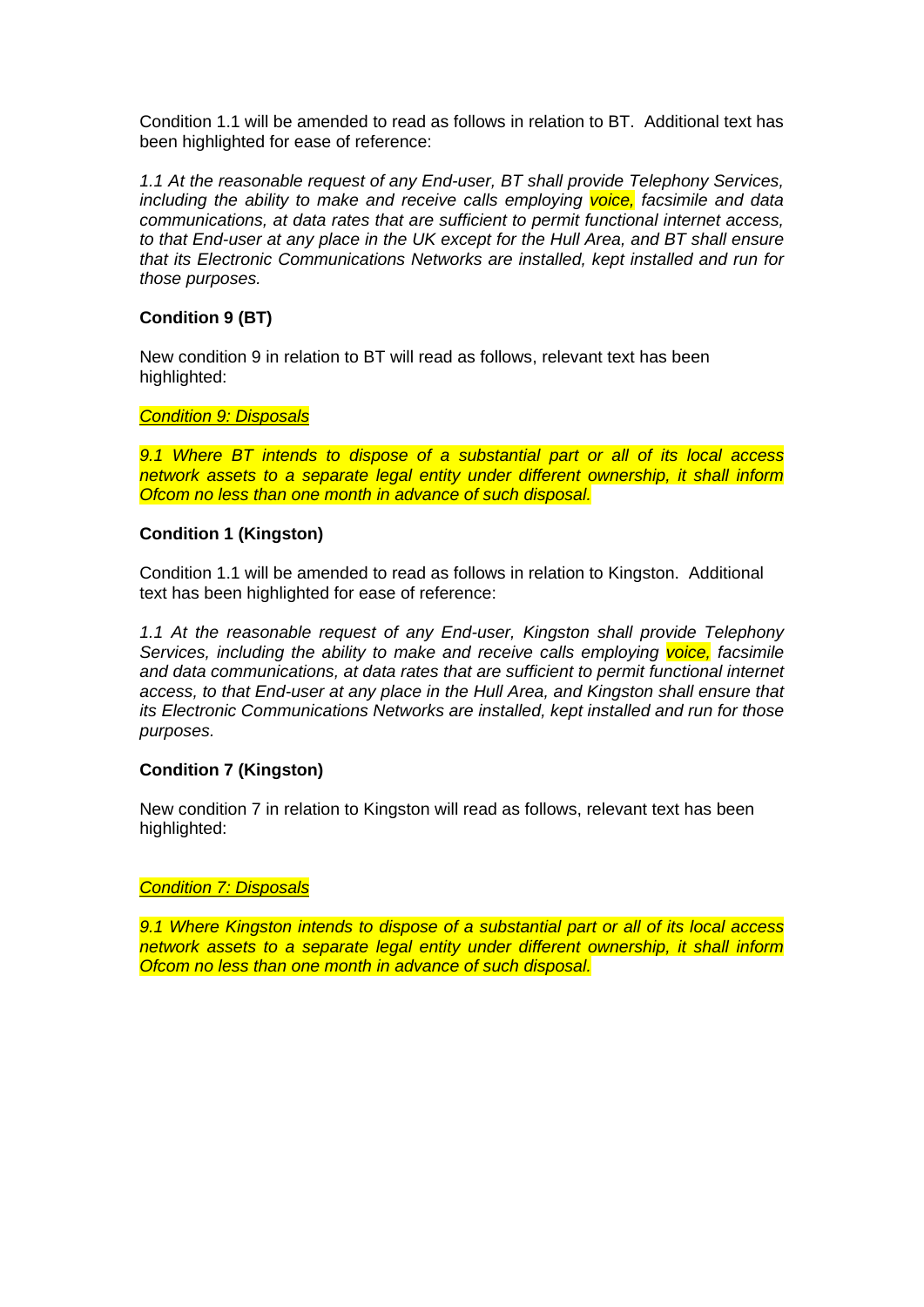Condition 1.1 will be amended to read as follows in relation to BT. Additional text has been highlighted for ease of reference:

*1.1 At the reasonable request of any End-user, BT shall provide Telephony Services, including the ability to make and receive calls employing voice, facsimile and data communications, at data rates that are sufficient to permit functional internet access, to that End-user at any place in the UK except for the Hull Area, and BT shall ensure that its Electronic Communications Networks are installed, kept installed and run for those purposes.*

**Condition 9 (BT)**

New condition 9 in relation to BT will read as follows, relevant text has been highlighted:

*Condition 9: Disposals*

*9.1 Where BT intends to dispose of a substantial part or all of its local access network assets to a separate legal entity under different ownership, it shall inform Ofcom no less than one month in advance of such disposal.*

**Condition 1 (Kingston)**

Condition 1.1 will be amended to read as follows in relation to Kingston. Additional text has been highlighted for ease of reference:

*1.1 At the reasonable request of any End-user, Kingston shall provide Telephony Services, including the ability to make and receive calls employing voice, facsimile and data communications, at data rates that are sufficient to permit functional internet access, to that End-user at any place in the Hull Area, and Kingston shall ensure that its Electronic Communications Networks are installed, kept installed and run for those purposes.*

**Condition 7 (Kingston)**

New condition 7 in relation to Kingston will read as follows, relevant text has been highlighted:

*Condition 7: Disposals*

*9.1 Where Kingston intends to dispose of a substantial part or all of its local access network assets to a separate legal entity under different ownership, it shall inform Ofcom no less than one month in advance of such disposal.*